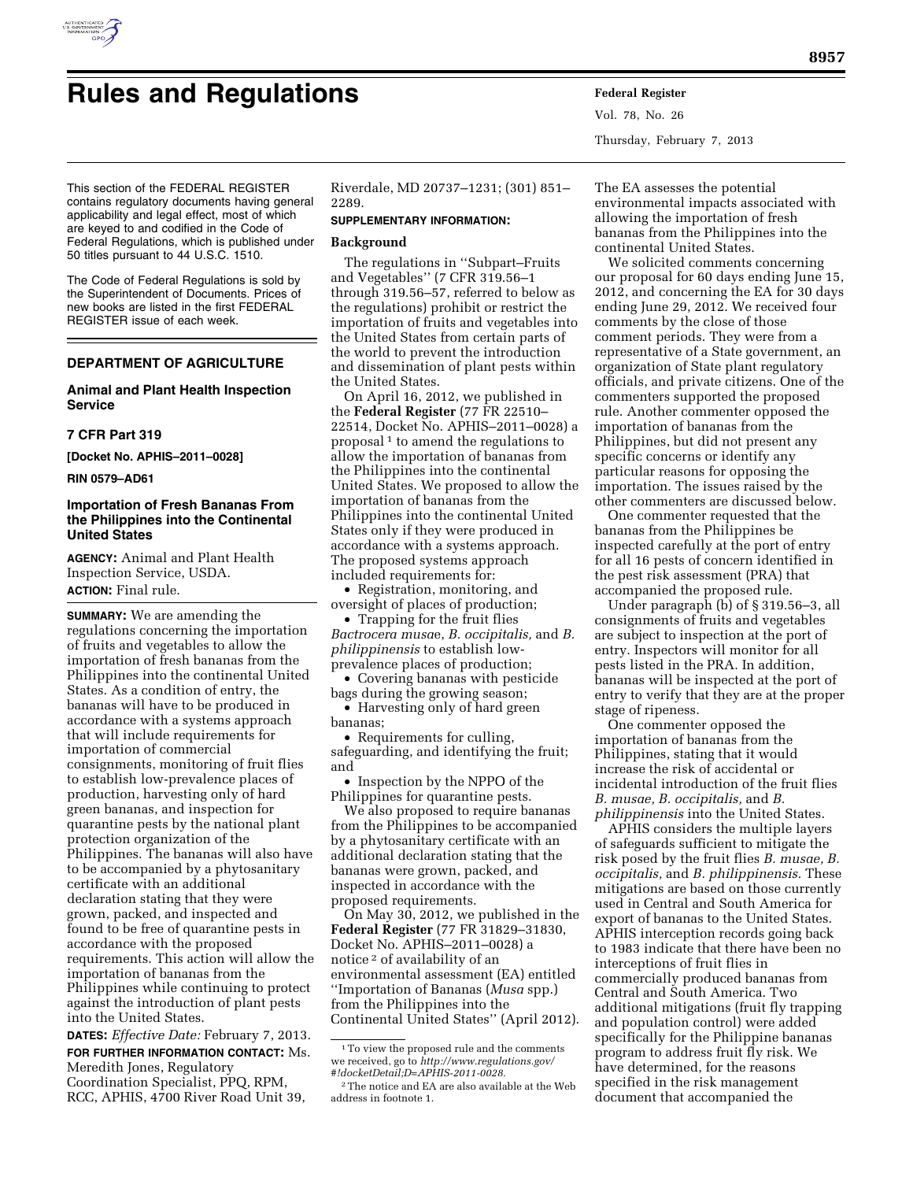# Rules and Regulations

This section of the FEDERAL REGISTER contains regulatory documents having general applicability and legal effect, most of which are keyed to and codified in the Code of Federal Regulations, which is published under 50 titles pursuant to 44 U.S.C. 1510.

The Code of Federal Regulations is sold by the Superintendent of Documents. Prices of new books are listed in the first FEDERAL REGISTER issue of each week.

## DEPARTMENT OF AGRICULTURE

### Animal and Plant Health Inspection Service

### 7 CFR Part 319

**[Docket No. APHIS–2011–0028]**

**RIN 0579–AD61**

### Importation of Fresh Bananas From the Philippines into the Continental United States

**AGENCY:** Animal and Plant Health Inspection Service, USDA.

**ACTION:** Final rule.

**SUMMARY:** We are amending the regulations concerning the importation of fruits and vegetables to allow the importation of fresh bananas from the Philippines into the continental United States. As a condition of entry, the bananas will have to be produced in accordance with a systems approach that will include requirements for importation of commercial consignments, monitoring of fruit flies to establish low-prevalence places of production, harvesting only of hard green bananas, and inspection for quarantine pests by the national plant protection organization of the Philippines. The bananas will also have to be accompanied by a phytosanitary certificate with an additional declaration stating that they were grown, packed, and inspected and found to be free of quarantine pests in accordance with the proposed requirements. This action will allow the importation of bananas from the Philippines while continuing to protect against the introduction of plant pests into the United States.

**DATES:** *Effective Date:* February 7, 2013.

**FOR FURTHER INFORMATION CONTACT:** Ms. Meredith Jones, Regulatory Coordination Specialist, PPQ, RPM, RCC, APHIS, 4700 River Road Unit 39, Riverdale, MD 20737–1231; (301) 851–2289.

**SUPPLEMENTARY INFORMATION:**

**Background**

The regulations in ''Subpart–Fruits and Vegetables'' (7 CFR 319.56–1 through 319.56–57, referred to below as the regulations) prohibit or restrict the importation of fruits and vegetables into the United States from certain parts of the world to prevent the introduction and dissemination of plant pests within the United States.

On April 16, 2012, we published in the **Federal Register** (77 FR 22510–22514, Docket No. APHIS–2011–0028) a proposal [1] to amend the regulations to allow the importation of bananas from the Philippines into the continental United States. We proposed to allow the importation of bananas from the Philippines into the continental United States only if they were produced in accordance with a systems approach. The proposed systems approach included requirements for:

- Registration, monitoring, and oversight of places of production;
- Trapping for the fruit flies *Bactrocera musae*, *B. occipitalis,* and *B. philippinensis* to establish low-prevalence places of production;
- Covering bananas with pesticide bags during the growing season;
- Harvesting only of hard green bananas;
- Requirements for culling, safeguarding, and identifying the fruit; and
- Inspection by the NPPO of the Philippines for quarantine pests.

We also proposed to require bananas from the Philippines to be accompanied by a phytosanitary certificate with an additional declaration stating that the bananas were grown, packed, and inspected in accordance with the proposed requirements.

On May 30, 2012, we published in the **Federal Register** (77 FR 31829–31830, Docket No. APHIS–2011–0028) a notice [2] of availability of an environmental assessment (EA) entitled ''Importation of Bananas (*Musa* spp.) from the Philippines into the Continental United States'' (April 2012). The EA assesses the potential environmental impacts associated with allowing the importation of fresh bananas from the Philippines into the continental United States.

We solicited comments concerning our proposal for 60 days ending June 15, 2012, and concerning the EA for 30 days ending June 29, 2012. We received four comments by the close of those comment periods. They were from a representative of a State government, an organization of State plant regulatory officials, and private citizens. One of the commenters supported the proposed rule. Another commenter opposed the importation of bananas from the Philippines, but did not present any specific concerns or identify any particular reasons for opposing the importation. The issues raised by the other commenters are discussed below.

One commenter requested that the bananas from the Philippines be inspected carefully at the port of entry for all 16 pests of concern identified in the pest risk assessment (PRA) that accompanied the proposed rule.

Under paragraph (b) of § 319.56–3, all consignments of fruits and vegetables are subject to inspection at the port of entry. Inspectors will monitor for all pests listed in the PRA. In addition, bananas will be inspected at the port of entry to verify that they are at the proper stage of ripeness.

One commenter opposed the importation of bananas from the Philippines, stating that it would increase the risk of accidental or incidental introduction of the fruit flies *B. musae, B. occipitalis,* and *B. philippinensis* into the United States.

APHIS considers the multiple layers of safeguards sufficient to mitigate the risk posed by the fruit flies *B. musae, B. occipitalis,* and *B. philippinensis.* These mitigations are based on those currently used in Central and South America for export of bananas to the United States. APHIS interception records going back to 1983 indicate that there have been no interceptions of fruit flies in commercially produced bananas from Central and South America. Two additional mitigations (fruit fly trapping and population control) were added specifically for the Philippine bananas program to address fruit fly risk. We have determined, for the reasons specified in the risk management document that accompanied the

[1] To view the proposed rule and the comments we received, go to *http://www.regulations.gov/#!docketDetail;D=APHIS-2011-0028.*

[2] The notice and EA are also available at the Web address in footnote 1.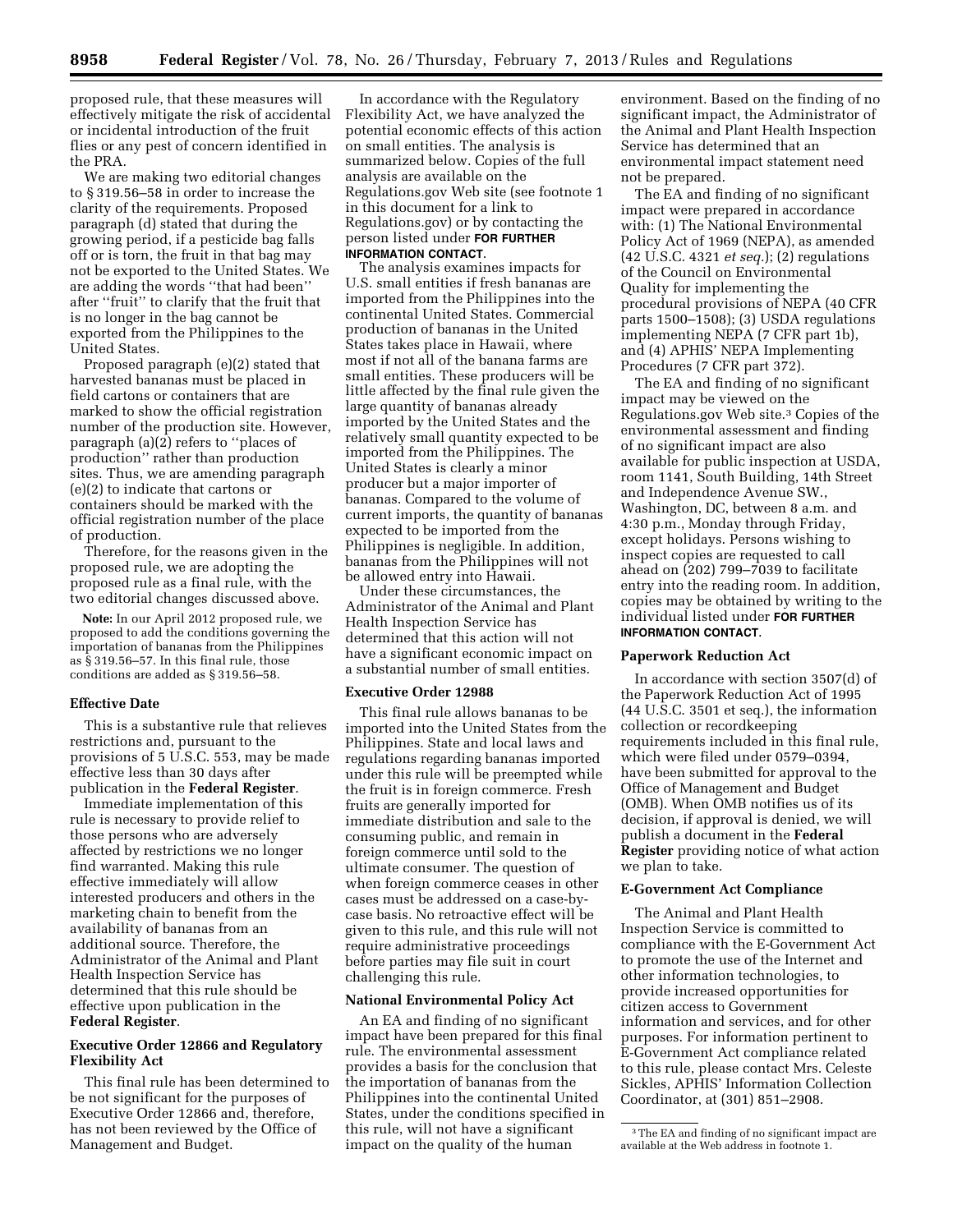proposed rule, that these measures will effectively mitigate the risk of accidental or incidental introduction of the fruit flies or any pest of concern identified in the PRA.

We are making two editorial changes to § 319.56–58 in order to increase the clarity of the requirements. Proposed paragraph (d) stated that during the growing period, if a pesticide bag falls off or is torn, the fruit in that bag may not be exported to the United States. We are adding the words ''that had been'' after ''fruit'' to clarify that the fruit that is no longer in the bag cannot be exported from the Philippines to the United States.

Proposed paragraph (e)(2) stated that harvested bananas must be placed in field cartons or containers that are marked to show the official registration number of the production site. However, paragraph (a)(2) refers to ''places of production'' rather than production sites. Thus, we are amending paragraph (e)(2) to indicate that cartons or containers should be marked with the official registration number of the place of production.

Therefore, for the reasons given in the proposed rule, we are adopting the proposed rule as a final rule, with the two editorial changes discussed above.

**Note:** In our April 2012 proposed rule, we proposed to add the conditions governing the importation of bananas from the Philippines as § 319.56–57. In this final rule, those conditions are added as § 319.56–58.

## Effective Date

This is a substantive rule that relieves restrictions and, pursuant to the provisions of 5 U.S.C. 553, may be made effective less than 30 days after publication in the **Federal Register**.

Immediate implementation of this rule is necessary to provide relief to those persons who are adversely affected by restrictions we no longer find warranted. Making this rule effective immediately will allow interested producers and others in the marketing chain to benefit from the availability of bananas from an additional source. Therefore, the Administrator of the Animal and Plant Health Inspection Service has determined that this rule should be effective upon publication in the **Federal Register**.

## Executive Order 12866 and Regulatory Flexibility Act

This final rule has been determined to be not significant for the purposes of Executive Order 12866 and, therefore, has not been reviewed by the Office of Management and Budget.

In accordance with the Regulatory Flexibility Act, we have analyzed the potential economic effects of this action on small entities. The analysis is summarized below. Copies of the full analysis are available on the Regulations.gov Web site (see footnote 1 in this document for a link to Regulations.gov) or by contacting the person listed under **FOR FURTHER INFORMATION CONTACT**.

The analysis examines impacts for U.S. small entities if fresh bananas are imported from the Philippines into the continental United States. Commercial production of bananas in the United States takes place in Hawaii, where most if not all of the banana farms are small entities. These producers will be little affected by the final rule given the large quantity of bananas already imported by the United States and the relatively small quantity expected to be imported from the Philippines. The United States is clearly a minor producer but a major importer of bananas. Compared to the volume of current imports, the quantity of bananas expected to be imported from the Philippines is negligible. In addition, bananas from the Philippines will not be allowed entry into Hawaii.

Under these circumstances, the Administrator of the Animal and Plant Health Inspection Service has determined that this action will not have a significant economic impact on a substantial number of small entities.

## Executive Order 12988

This final rule allows bananas to be imported into the United States from the Philippines. State and local laws and regulations regarding bananas imported under this rule will be preempted while the fruit is in foreign commerce. Fresh fruits are generally imported for immediate distribution and sale to the consuming public, and remain in foreign commerce until sold to the ultimate consumer. The question of when foreign commerce ceases in other cases must be addressed on a case-by-case basis. No retroactive effect will be given to this rule, and this rule will not require administrative proceedings before parties may file suit in court challenging this rule.

## National Environmental Policy Act

An EA and finding of no significant impact have been prepared for this final rule. The environmental assessment provides a basis for the conclusion that the importation of bananas from the Philippines into the continental United States, under the conditions specified in this rule, will not have a significant impact on the quality of the human environment. Based on the finding of no significant impact, the Administrator of the Animal and Plant Health Inspection Service has determined that an environmental impact statement need not be prepared.

The EA and finding of no significant impact were prepared in accordance with: (1) The National Environmental Policy Act of 1969 (NEPA), as amended (42 U.S.C. 4321 *et seq.*); (2) regulations of the Council on Environmental Quality for implementing the procedural provisions of NEPA (40 CFR parts 1500–1508); (3) USDA regulations implementing NEPA (7 CFR part 1b), and (4) APHIS' NEPA Implementing Procedures (7 CFR part 372).

The EA and finding of no significant impact may be viewed on the Regulations.gov Web site.[3] Copies of the environmental assessment and finding of no significant impact are also available for public inspection at USDA, room 1141, South Building, 14th Street and Independence Avenue SW., Washington, DC, between 8 a.m. and 4:30 p.m., Monday through Friday, except holidays. Persons wishing to inspect copies are requested to call ahead on (202) 799–7039 to facilitate entry into the reading room. In addition, copies may be obtained by writing to the individual listed under **FOR FURTHER INFORMATION CONTACT**.

## Paperwork Reduction Act

In accordance with section 3507(d) of the Paperwork Reduction Act of 1995 (44 U.S.C. 3501 et seq.), the information collection or recordkeeping requirements included in this final rule, which were filed under 0579–0394, have been submitted for approval to the Office of Management and Budget (OMB). When OMB notifies us of its decision, if approval is denied, we will publish a document in the **Federal Register** providing notice of what action we plan to take.

## E-Government Act Compliance

The Animal and Plant Health Inspection Service is committed to compliance with the E-Government Act to promote the use of the Internet and other information technologies, to provide increased opportunities for citizen access to Government information and services, and for other purposes. For information pertinent to E-Government Act compliance related to this rule, please contact Mrs. Celeste Sickles, APHIS' Information Collection Coordinator, at (301) 851–2908.

[3] The EA and finding of no significant impact are available at the Web address in footnote 1.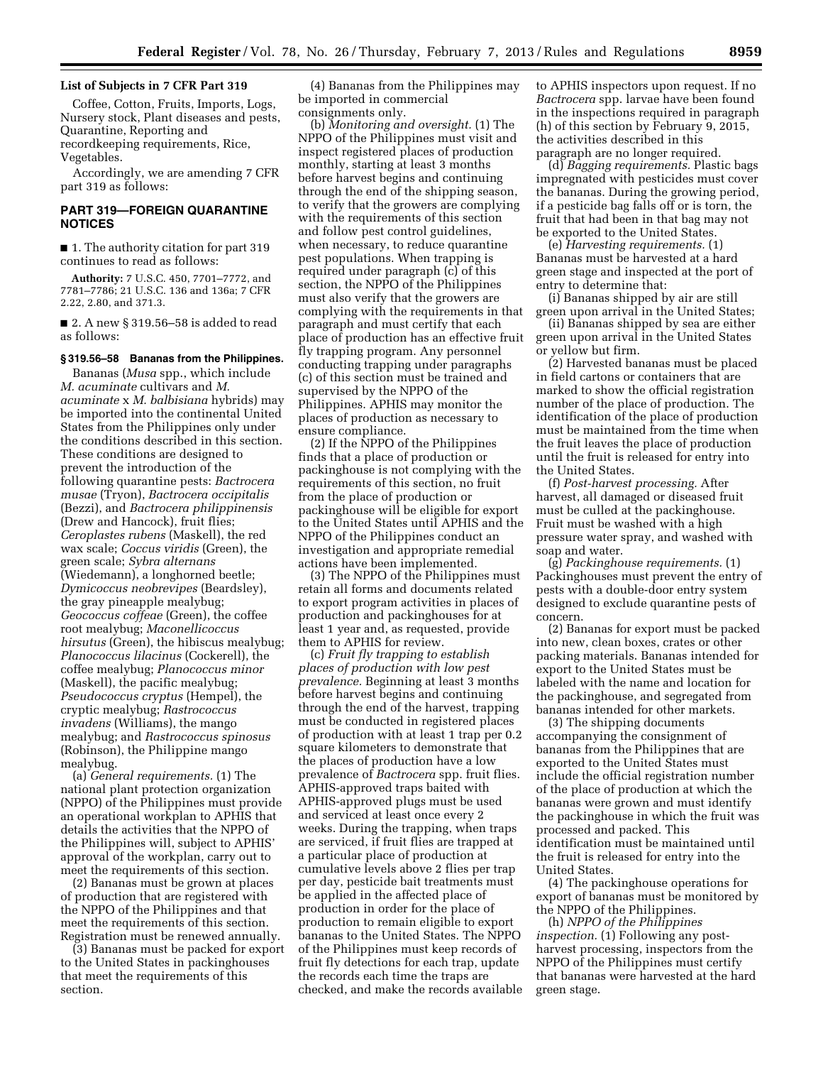## List of Subjects in 7 CFR Part 319

Coffee, Cotton, Fruits, Imports, Logs, Nursery stock, Plant diseases and pests, Quarantine, Reporting and recordkeeping requirements, Rice, Vegetables.

Accordingly, we are amending 7 CFR part 319 as follows:

## PART 319—FOREIGN QUARANTINE NOTICES

■ 1. The authority citation for part 319 continues to read as follows:

**Authority:** 7 U.S.C. 450, 7701–7772, and 7781–7786; 21 U.S.C. 136 and 136a; 7 CFR 2.22, 2.80, and 371.3.

■ 2. A new § 319.56–58 is added to read as follows:

### § 319.56–58 Bananas from the Philippines.

Bananas (*Musa* spp., which include *M. acuminate* cultivars and *M. acuminate* x *M. balbisiana* hybrids) may be imported into the continental United States from the Philippines only under the conditions described in this section. These conditions are designed to prevent the introduction of the following quarantine pests: *Bactrocera musae* (Tryon), *Bactrocera occipitalis* (Bezzi), and *Bactrocera philippinensis* (Drew and Hancock), fruit flies; *Ceroplastes rubens* (Maskell), the red wax scale; *Coccus viridis* (Green), the green scale; *Sybra alternans* (Wiedemann), a longhorned beetle; *Dymicoccus neobrevipes* (Beardsley), the gray pineapple mealybug; *Geococcus coffeae* (Green), the coffee root mealybug; *Maconellicoccus hirsutus* (Green), the hibiscus mealybug; *Planococcus lilacinus* (Cockerell), the coffee mealybug; *Planococcus minor* (Maskell), the pacific mealybug; *Pseudococcus cryptus* (Hempel), the cryptic mealybug; *Rastrococcus invadens* (Williams), the mango mealybug; and *Rastrococcus spinosus* (Robinson), the Philippine mango mealybug.

(a) *General requirements.* (1) The national plant protection organization (NPPO) of the Philippines must provide an operational workplan to APHIS that details the activities that the NPPO of the Philippines will, subject to APHIS' approval of the workplan, carry out to meet the requirements of this section.

(2) Bananas must be grown at places of production that are registered with the NPPO of the Philippines and that meet the requirements of this section. Registration must be renewed annually.

(3) Bananas must be packed for export to the United States in packinghouses that meet the requirements of this section.

(4) Bananas from the Philippines may be imported in commercial consignments only.

(b) *Monitoring and oversight.* (1) The NPPO of the Philippines must visit and inspect registered places of production monthly, starting at least 3 months before harvest begins and continuing through the end of the shipping season, to verify that the growers are complying with the requirements of this section and follow pest control guidelines, when necessary, to reduce quarantine pest populations. When trapping is required under paragraph (c) of this section, the NPPO of the Philippines must also verify that the growers are complying with the requirements in that paragraph and must certify that each place of production has an effective fruit fly trapping program. Any personnel conducting trapping under paragraphs (c) of this section must be trained and supervised by the NPPO of the Philippines. APHIS may monitor the places of production as necessary to ensure compliance.

(2) If the NPPO of the Philippines finds that a place of production or packinghouse is not complying with the requirements of this section, no fruit from the place of production or packinghouse will be eligible for export to the United States until APHIS and the NPPO of the Philippines conduct an investigation and appropriate remedial actions have been implemented.

(3) The NPPO of the Philippines must retain all forms and documents related to export program activities in places of production and packinghouses for at least 1 year and, as requested, provide them to APHIS for review.

(c) *Fruit fly trapping to establish places of production with low pest prevalence.* Beginning at least 3 months before harvest begins and continuing through the end of the harvest, trapping must be conducted in registered places of production with at least 1 trap per 0.2 square kilometers to demonstrate that the places of production have a low prevalence of *Bactrocera* spp. fruit flies. APHIS-approved traps baited with APHIS-approved plugs must be used and serviced at least once every 2 weeks. During the trapping, when traps are serviced, if fruit flies are trapped at a particular place of production at cumulative levels above 2 flies per trap per day, pesticide bait treatments must be applied in the affected place of production in order for the place of production to remain eligible to export bananas to the United States. The NPPO of the Philippines must keep records of fruit fly detections for each trap, update the records each time the traps are checked, and make the records available to APHIS inspectors upon request. If no *Bactrocera* spp. larvae have been found in the inspections required in paragraph (h) of this section by February 9, 2015, the activities described in this paragraph are no longer required.

(d) *Bagging requirements.* Plastic bags impregnated with pesticides must cover the bananas. During the growing period, if a pesticide bag falls off or is torn, the fruit that had been in that bag may not be exported to the United States.

(e) *Harvesting requirements.* (1) Bananas must be harvested at a hard green stage and inspected at the port of entry to determine that:

(i) Bananas shipped by air are still green upon arrival in the United States;

(ii) Bananas shipped by sea are either green upon arrival in the United States or yellow but firm.

(2) Harvested bananas must be placed in field cartons or containers that are marked to show the official registration number of the place of production. The identification of the place of production must be maintained from the time when the fruit leaves the place of production until the fruit is released for entry into the United States.

(f) *Post-harvest processing.* After harvest, all damaged or diseased fruit must be culled at the packinghouse. Fruit must be washed with a high pressure water spray, and washed with soap and water.

(g) *Packinghouse requirements.* (1) Packinghouses must prevent the entry of pests with a double-door entry system designed to exclude quarantine pests of concern.

(2) Bananas for export must be packed into new, clean boxes, crates or other packing materials. Bananas intended for export to the United States must be labeled with the name and location for the packinghouse, and segregated from bananas intended for other markets.

(3) The shipping documents accompanying the consignment of bananas from the Philippines that are exported to the United States must include the official registration number of the place of production at which the bananas were grown and must identify the packinghouse in which the fruit was processed and packed. This identification must be maintained until the fruit is released for entry into the United States.

(4) The packinghouse operations for export of bananas must be monitored by the NPPO of the Philippines.

(h) *NPPO of the Philippines inspection.* (1) Following any post-harvest processing, inspectors from the NPPO of the Philippines must certify that bananas were harvested at the hard green stage.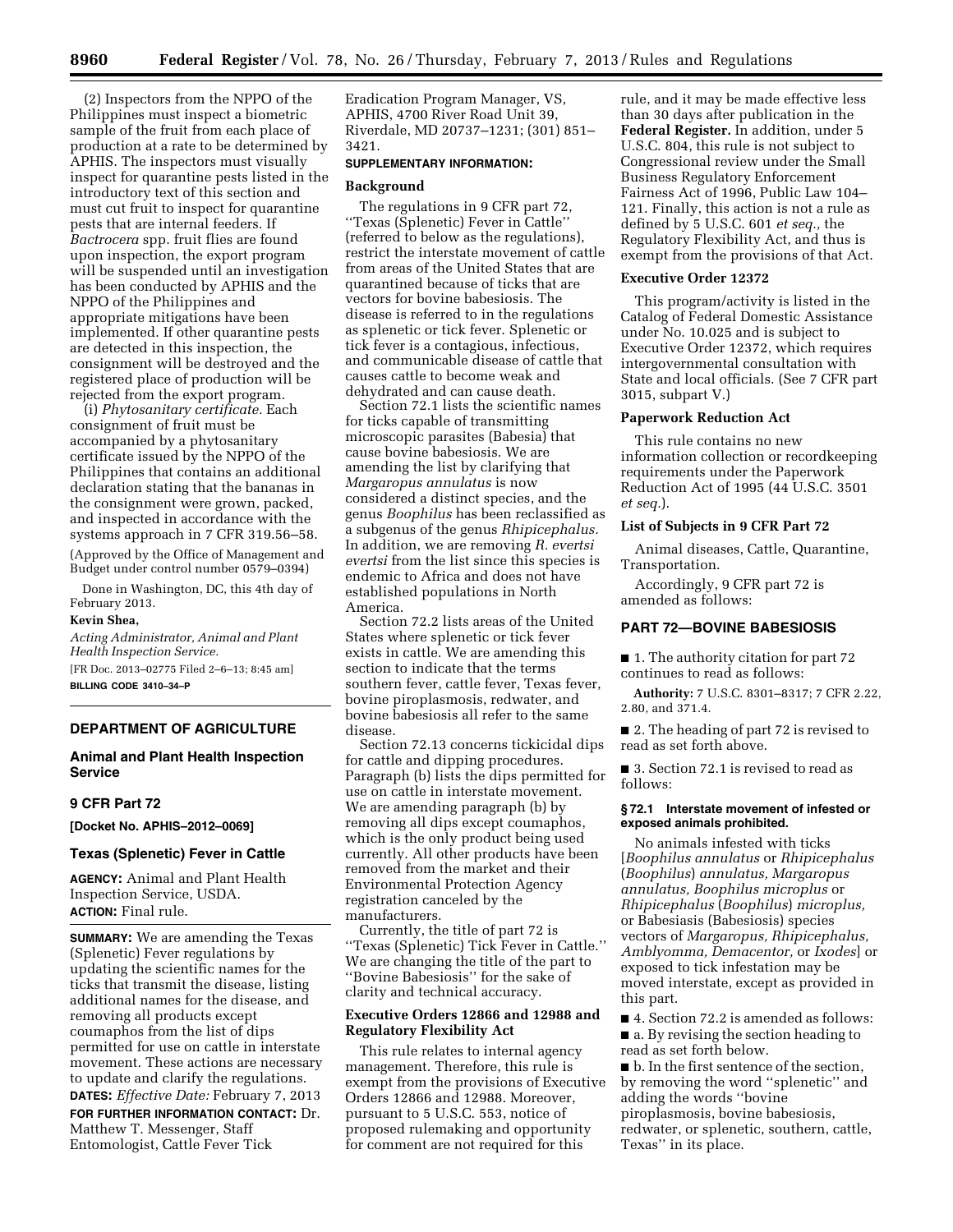(2) Inspectors from the NPPO of the Philippines must inspect a biometric sample of the fruit from each place of production at a rate to be determined by APHIS. The inspectors must visually inspect for quarantine pests listed in the introductory text of this section and must cut fruit to inspect for quarantine pests that are internal feeders. If *Bactrocera* spp. fruit flies are found upon inspection, the export program will be suspended until an investigation has been conducted by APHIS and the NPPO of the Philippines and appropriate mitigations have been implemented. If other quarantine pests are detected in this inspection, the consignment will be destroyed and the registered place of production will be rejected from the export program.

(i) *Phytosanitary certificate.* Each consignment of fruit must be accompanied by a phytosanitary certificate issued by the NPPO of the Philippines that contains an additional declaration stating that the bananas in the consignment were grown, packed, and inspected in accordance with the systems approach in 7 CFR 319.56–58.

(Approved by the Office of Management and Budget under control number 0579–0394)

Done in Washington, DC, this 4th day of February 2013.

**Kevin Shea,**

*Acting Administrator, Animal and Plant Health Inspection Service.*

[FR Doc. 2013–02775 Filed 2–6–13; 8:45 am]

**BILLING CODE 3410–34–P**

---

## DEPARTMENT OF AGRICULTURE

### Animal and Plant Health Inspection Service

### 9 CFR Part 72

**[Docket No. APHIS–2012–0069]**

### Texas (Splenetic) Fever in Cattle

**AGENCY:** Animal and Plant Health Inspection Service, USDA.

**ACTION:** Final rule.

**SUMMARY:** We are amending the Texas (Splenetic) Fever regulations by updating the scientific names for the ticks that transmit the disease, listing additional names for the disease, and removing all products except coumaphos from the list of dips permitted for use on cattle in interstate movement. These actions are necessary to update and clarify the regulations.

**DATES:** *Effective Date:* February 7, 2013

**FOR FURTHER INFORMATION CONTACT:** Dr. Matthew T. Messenger, Staff Entomologist, Cattle Fever Tick Eradication Program Manager, VS, APHIS, 4700 River Road Unit 39, Riverdale, MD 20737–1231; (301) 851–3421.

**SUPPLEMENTARY INFORMATION:**

#### Background

The regulations in 9 CFR part 72, ''Texas (Splenetic) Fever in Cattle'' (referred to below as the regulations), restrict the interstate movement of cattle from areas of the United States that are quarantined because of ticks that are vectors for bovine babesiosis. The disease is referred to in the regulations as splenetic or tick fever. Splenetic or tick fever is a contagious, infectious, and communicable disease of cattle that causes cattle to become weak and dehydrated and can cause death.

Section 72.1 lists the scientific names for ticks capable of transmitting microscopic parasites (Babesia) that cause bovine babesiosis. We are amending the list by clarifying that *Margaropus annulatus* is now considered a distinct species, and the genus *Boophilus* has been reclassified as a subgenus of the genus *Rhipicephalus.* In addition, we are removing *R. evertsi evertsi* from the list since this species is endemic to Africa and does not have established populations in North America.

Section 72.2 lists areas of the United States where splenetic or tick fever exists in cattle. We are amending this section to indicate that the terms southern fever, cattle fever, Texas fever, bovine piroplasmosis, redwater, and bovine babesiosis all refer to the same disease.

Section 72.13 concerns tickicidal dips for cattle and dipping procedures. Paragraph (b) lists the dips permitted for use on cattle in interstate movement. We are amending paragraph (b) by removing all dips except coumaphos, which is the only product being used currently. All other products have been removed from the market and their Environmental Protection Agency registration canceled by the manufacturers.

Currently, the title of part 72 is ''Texas (Splenetic) Tick Fever in Cattle.'' We are changing the title of the part to ''Bovine Babesiosis'' for the sake of clarity and technical accuracy.

#### Executive Orders 12866 and 12988 and Regulatory Flexibility Act

This rule relates to internal agency management. Therefore, this rule is exempt from the provisions of Executive Orders 12866 and 12988. Moreover, pursuant to 5 U.S.C. 553, notice of proposed rulemaking and opportunity for comment are not required for this rule, and it may be made effective less than 30 days after publication in the **Federal Register.** In addition, under 5 U.S.C. 804, this rule is not subject to Congressional review under the Small Business Regulatory Enforcement Fairness Act of 1996, Public Law 104–121. Finally, this action is not a rule as defined by 5 U.S.C. 601 *et seq.,* the Regulatory Flexibility Act, and thus is exempt from the provisions of that Act.

#### Executive Order 12372

This program/activity is listed in the Catalog of Federal Domestic Assistance under No. 10.025 and is subject to Executive Order 12372, which requires intergovernmental consultation with State and local officials. (See 7 CFR part 3015, subpart V.)

#### Paperwork Reduction Act

This rule contains no new information collection or recordkeeping requirements under the Paperwork Reduction Act of 1995 (44 U.S.C. 3501 *et seq.*).

#### List of Subjects in 9 CFR Part 72

Animal diseases, Cattle, Quarantine, Transportation.

Accordingly, 9 CFR part 72 is amended as follows:

## PART 72—BOVINE BABESIOSIS

■ 1. The authority citation for part 72 continues to read as follows:

**Authority:** 7 U.S.C. 8301–8317; 7 CFR 2.22, 2.80, and 371.4.

■ 2. The heading of part 72 is revised to read as set forth above.

■ 3. Section 72.1 is revised to read as follows:

#### § 72.1 Interstate movement of infested or exposed animals prohibited.

No animals infested with ticks [*Boophilus annulatus* or *Rhipicephalus* (*Boophilus*) *annulatus, Margaropus annulatus, Boophilus microplus* or *Rhipicephalus* (*Boophilus*) *microplus,* or Babesiasis (Babesiosis) species vectors of *Margaropus, Rhipicephalus, Amblyomma, Demacentor,* or *Ixodes*] or exposed to tick infestation may be moved interstate, except as provided in this part.

■ 4. Section 72.2 is amended as follows:

■ a. By revising the section heading to read as set forth below.

■ b. In the first sentence of the section, by removing the word ''splenetic'' and adding the words ''bovine piroplasmosis, bovine babesiosis, redwater, or splenetic, southern, cattle, Texas'' in its place.